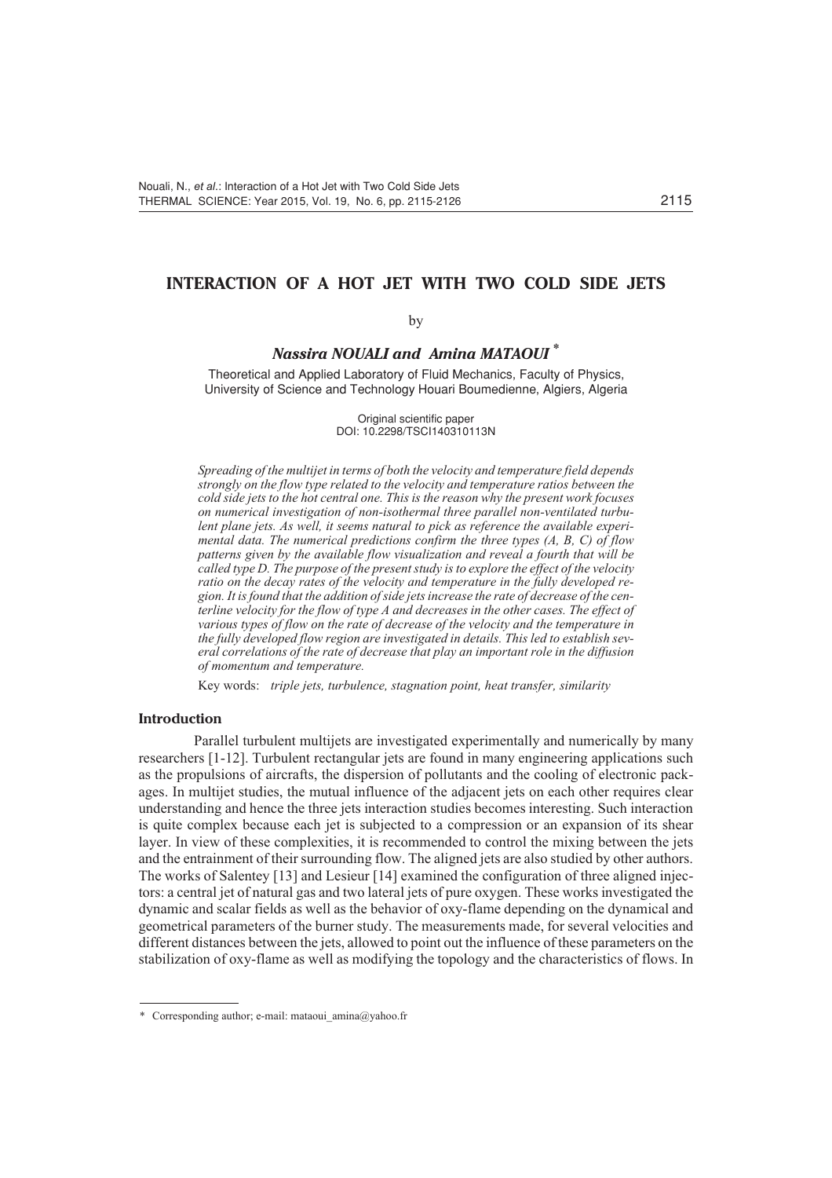# INTERACTION OF A HOT JET WITH TWO COLD SIDE JETS

by

***Nassira NOUALI and Amina MATAOUI*** *

Theoretical and Applied Laboratory of Fluid Mechanics, Faculty of Physics, University of Science and Technology Houari Boumedienne, Algiers, Algeria

Original scientific paper
DOI: 10.2298/TSCI140310113N

*Spreading of the multijet in terms of both the velocity and temperature field depends strongly on the flow type related to the velocity and temperature ratios between the cold side jets to the hot central one. This is the reason why the present work focuses on numerical investigation of non-isothermal three parallel non-ventilated turbulent plane jets. As well, it seems natural to pick as reference the available experimental data. The numerical predictions confirm the three types (A, B, C) of flow patterns given by the available flow visualization and reveal a fourth that will be called type D. The purpose of the present study is to explore the effect of the velocity ratio on the decay rates of the velocity and temperature in the fully developed region. It is found that the addition of side jets increase the rate of decrease of the centerline velocity for the flow of type A and decreases in the other cases. The effect of various types of flow on the rate of decrease of the velocity and the temperature in the fully developed flow region are investigated in details. This led to establish several correlations of the rate of decrease that play an important role in the diffusion of momentum and temperature.*

Key words: *triple jets, turbulence, stagnation point, heat transfer, similarity*

## Introduction

Parallel turbulent multijets are investigated experimentally and numerically by many researchers [1-12]. Turbulent rectangular jets are found in many engineering applications such as the propulsions of aircrafts, the dispersion of pollutants and the cooling of electronic packages. In multijet studies, the mutual influence of the adjacent jets on each other requires clear understanding and hence the three jets interaction studies becomes interesting. Such interaction is quite complex because each jet is subjected to a compression or an expansion of its shear layer. In view of these complexities, it is recommended to control the mixing between the jets and the entrainment of their surrounding flow. The aligned jets are also studied by other authors. The works of Salentey [13] and Lesieur [14] examined the configuration of three aligned injectors: a central jet of natural gas and two lateral jets of pure oxygen. These works investigated the dynamic and scalar fields as well as the behavior of oxy-flame depending on the dynamical and geometrical parameters of the burner study. The measurements made, for several velocities and different distances between the jets, allowed to point out the influence of these parameters on the stabilization of oxy-flame as well as modifying the topology and the characteristics of flows. In

---

* Corresponding author; e-mail: mataoui_amina@yahoo.fr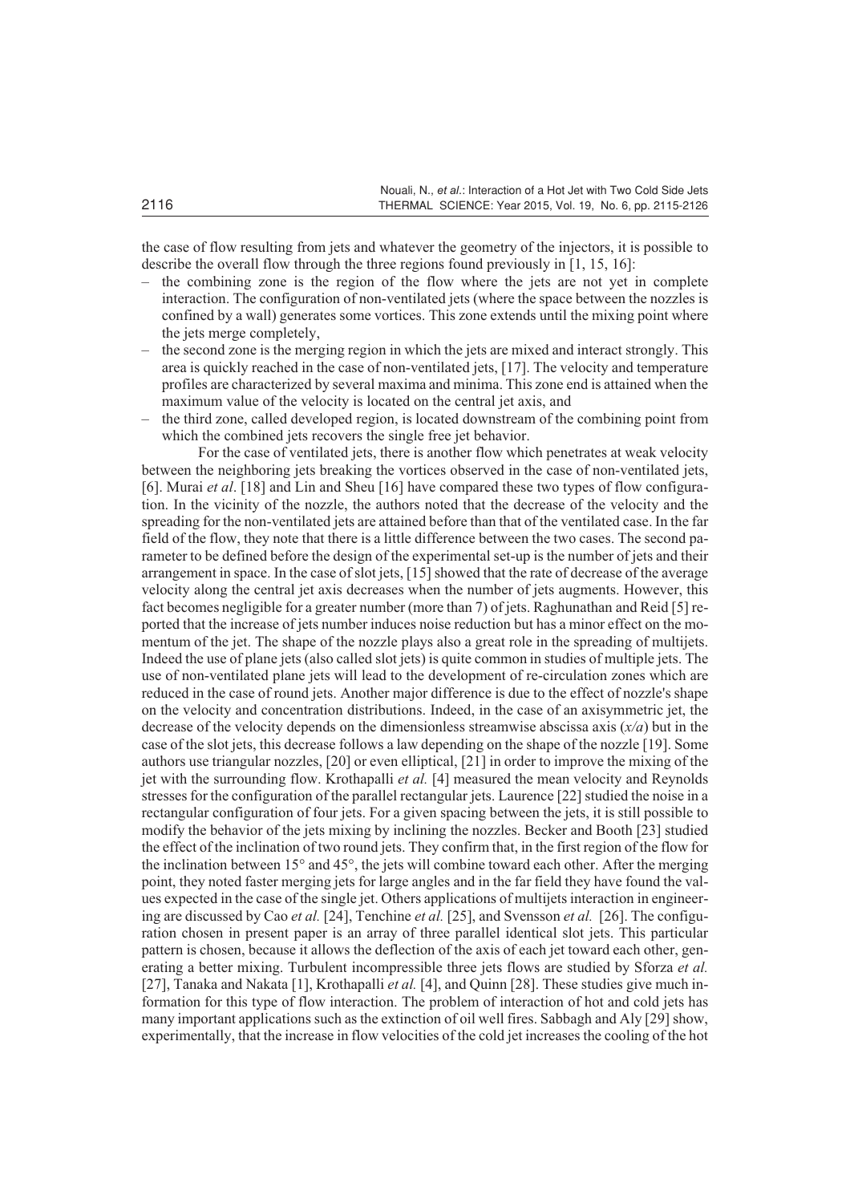the case of flow resulting from jets and whatever the geometry of the injectors, it is possible to describe the overall flow through the three regions found previously in [1, 15, 16]:

- the combining zone is the region of the flow where the jets are not yet in complete interaction. The configuration of non-ventilated jets (where the space between the nozzles is confined by a wall) generates some vortices. This zone extends until the mixing point where the jets merge completely,
- the second zone is the merging region in which the jets are mixed and interact strongly. This area is quickly reached in the case of non-ventilated jets, [17]. The velocity and temperature profiles are characterized by several maxima and minima. This zone end is attained when the maximum value of the velocity is located on the central jet axis, and
- the third zone, called developed region, is located downstream of the combining point from which the combined jets recovers the single free jet behavior.

For the case of ventilated jets, there is another flow which penetrates at weak velocity between the neighboring jets breaking the vortices observed in the case of non-ventilated jets, [6]. Murai *et al*. [18] and Lin and Sheu [16] have compared these two types of flow configuration. In the vicinity of the nozzle, the authors noted that the decrease of the velocity and the spreading for the non-ventilated jets are attained before than that of the ventilated case. In the far field of the flow, they note that there is a little difference between the two cases. The second parameter to be defined before the design of the experimental set-up is the number of jets and their arrangement in space. In the case of slot jets, [15] showed that the rate of decrease of the average velocity along the central jet axis decreases when the number of jets augments. However, this fact becomes negligible for a greater number (more than 7) of jets. Raghunathan and Reid [5] reported that the increase of jets number induces noise reduction but has a minor effect on the momentum of the jet. The shape of the nozzle plays also a great role in the spreading of multijets. Indeed the use of plane jets (also called slot jets) is quite common in studies of multiple jets. The use of non-ventilated plane jets will lead to the development of re-circulation zones which are reduced in the case of round jets. Another major difference is due to the effect of nozzle's shape on the velocity and concentration distributions. Indeed, in the case of an axisymmetric jet, the decrease of the velocity depends on the dimensionless streamwise abscissa axis ($x/a$) but in the case of the slot jets, this decrease follows a law depending on the shape of the nozzle [19]. Some authors use triangular nozzles, [20] or even elliptical, [21] in order to improve the mixing of the jet with the surrounding flow. Krothapalli *et al.* [4] measured the mean velocity and Reynolds stresses for the configuration of the parallel rectangular jets. Laurence [22] studied the noise in a rectangular configuration of four jets. For a given spacing between the jets, it is still possible to modify the behavior of the jets mixing by inclining the nozzles. Becker and Booth [23] studied the effect of the inclination of two round jets. They confirm that, in the first region of the flow for the inclination between 15° and 45°, the jets will combine toward each other. After the merging point, they noted faster merging jets for large angles and in the far field they have found the values expected in the case of the single jet. Others applications of multijets interaction in engineering are discussed by Cao *et al.* [24], Tenchine *et al.* [25], and Svensson *et al.* [26]. The configuration chosen in present paper is an array of three parallel identical slot jets. This particular pattern is chosen, because it allows the deflection of the axis of each jet toward each other, generating a better mixing. Turbulent incompressible three jets flows are studied by Sforza *et al.* [27], Tanaka and Nakata [1], Krothapalli *et al.* [4], and Quinn [28]. These studies give much information for this type of flow interaction. The problem of interaction of hot and cold jets has many important applications such as the extinction of oil well fires. Sabbagh and Aly [29] show, experimentally, that the increase in flow velocities of the cold jet increases the cooling of the hot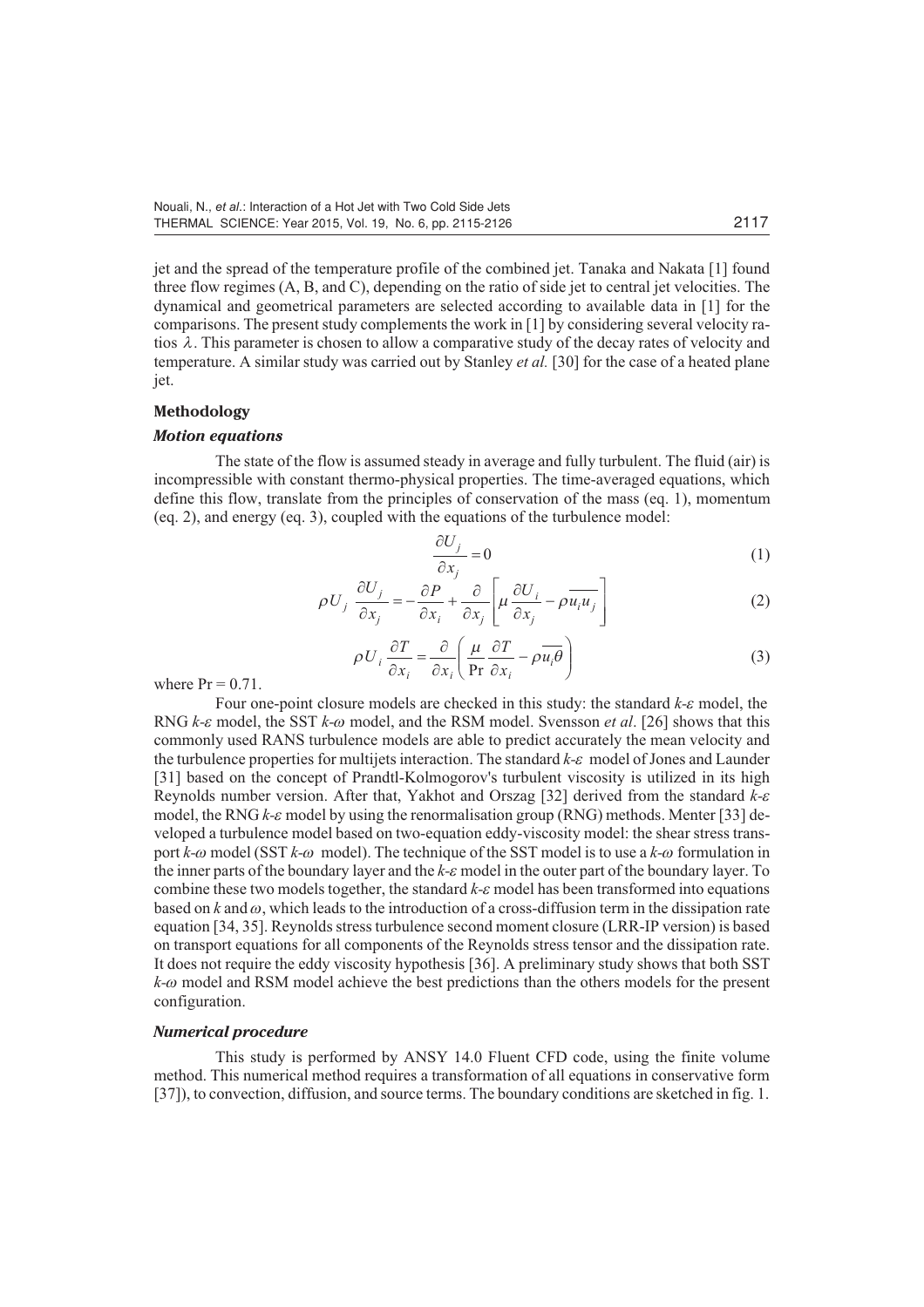jet and the spread of the temperature profile of the combined jet. Tanaka and Nakata [1] found three flow regimes (A, B, and C), depending on the ratio of side jet to central jet velocities. The dynamical and geometrical parameters are selected according to available data in [1] for the comparisons. The present study complements the work in [1] by considering several velocity ratios $\lambda$. This parameter is chosen to allow a comparative study of the decay rates of velocity and temperature. A similar study was carried out by Stanley *et al.* [30] for the case of a heated plane jet.

## Methodology

### Motion equations

The state of the flow is assumed steady in average and fully turbulent. The fluid (air) is incompressible with constant thermo-physical properties. The time-averaged equations, which define this flow, translate from the principles of conservation of the mass (eq. 1), momentum (eq. 2), and energy (eq. 3), coupled with the equations of the turbulence model:

$$\frac{\partial U_j}{\partial x_j} = 0 \tag{1}$$

$$\rho U_j \frac{\partial U_j}{\partial x_j} = -\frac{\partial P}{\partial x_i} + \frac{\partial}{\partial x_j}\left[\mu \frac{\partial U_i}{\partial x_j} - \rho \overline{u_i u_j}\right] \tag{2}$$

$$\rho U_i \frac{\partial T}{\partial x_i} = \frac{\partial}{\partial x_i}\left(\frac{\mu}{\Pr}\frac{\partial T}{\partial x_i} - \rho \overline{u_i \theta}\right) \tag{3}$$

where $\Pr = 0.71$.

Four one-point closure models are checked in this study: the standard $k$-$\varepsilon$ model, the RNG $k$-$\varepsilon$ model, the SST $k$-$\omega$ model, and the RSM model. Svensson *et al*. [26] shows that this commonly used RANS turbulence models are able to predict accurately the mean velocity and the turbulence properties for multijets interaction. The standard $k$-$\varepsilon$ model of Jones and Launder [31] based on the concept of Prandtl-Kolmogorov's turbulent viscosity is utilized in its high Reynolds number version. After that, Yakhot and Orszag [32] derived from the standard $k$-$\varepsilon$ model, the RNG $k$-$\varepsilon$ model by using the renormalisation group (RNG) methods. Menter [33] developed a turbulence model based on two-equation eddy-viscosity model: the shear stress transport $k$-$\omega$ model (SST $k$-$\omega$ model). The technique of the SST model is to use a $k$-$\omega$ formulation in the inner parts of the boundary layer and the $k$-$\varepsilon$ model in the outer part of the boundary layer. To combine these two models together, the standard $k$-$\varepsilon$ model has been transformed into equations based on $k$ and $\omega$, which leads to the introduction of a cross-diffusion term in the dissipation rate equation [34, 35]. Reynolds stress turbulence second moment closure (LRR-IP version) is based on transport equations for all components of the Reynolds stress tensor and the dissipation rate. It does not require the eddy viscosity hypothesis [36]. A preliminary study shows that both SST $k$-$\omega$ model and RSM model achieve the best predictions than the others models for the present configuration.

### Numerical procedure

This study is performed by ANSY 14.0 Fluent CFD code, using the finite volume method. This numerical method requires a transformation of all equations in conservative form [37]), to convection, diffusion, and source terms. The boundary conditions are sketched in fig. 1.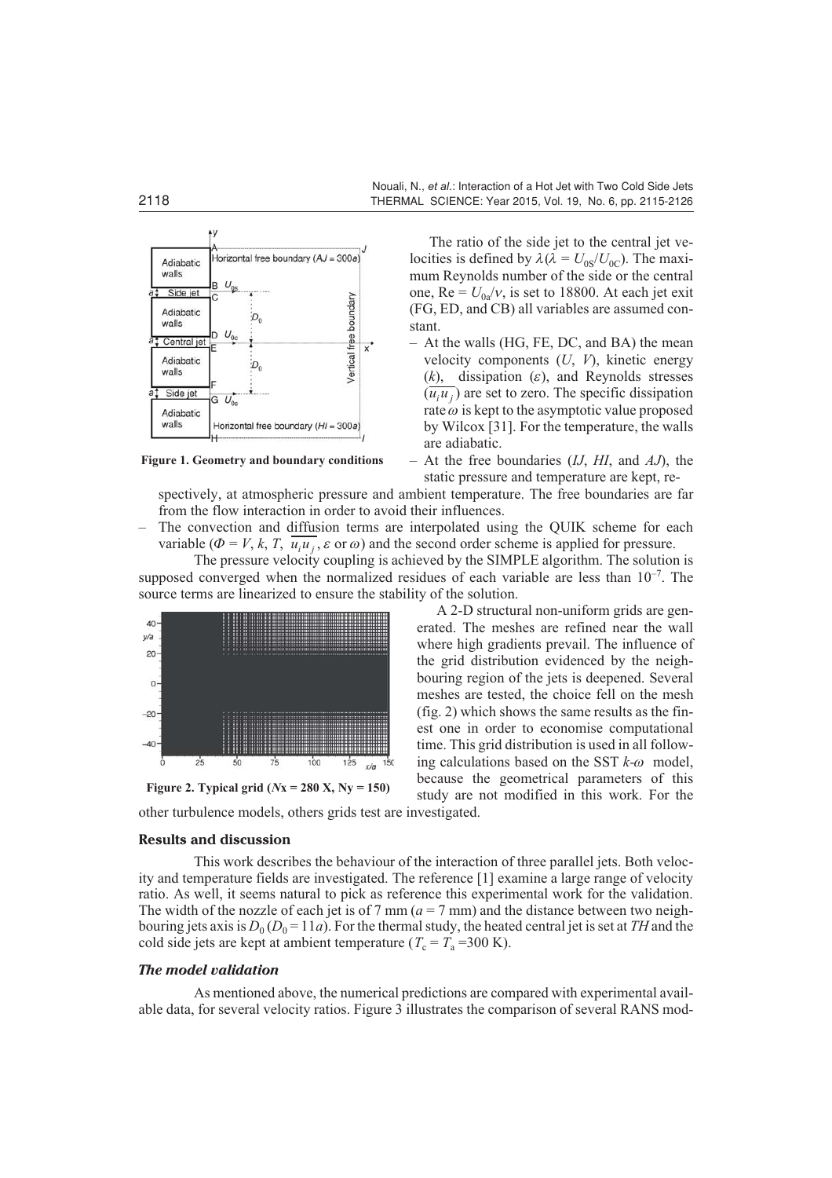The ratio of the side jet to the central jet velocities is defined by $\lambda$ ($\lambda = U_{0S}/U_{0C}$). The maximum Reynolds number of the side or the central one, Re = $U_{0a}/\nu$, is set to 18800. At each jet exit (FG, ED, and CB) all variables are assumed constant.

– At the walls (HG, FE, DC, and BA) the mean velocity components ($U$, $V$), kinetic energy ($k$), dissipation ($\varepsilon$), and Reynolds stresses ($\overline{u_i u_j}$) are set to zero. The specific dissipation rate $\omega$ is kept to the asymptotic value proposed by Wilcox [31]. For the temperature, the walls are adiabatic.

Figure 1. Geometry and boundary conditions

– At the free boundaries ($IJ$, $HI$, and $AJ$), the static pressure and temperature are kept, respectively, at atmospheric pressure and ambient temperature. The free boundaries are far from the flow interaction in order to avoid their influences.

– The convection and diffusion terms are interpolated using the QUIK scheme for each variable ($\Phi = V$, $k$, $T$, $\overline{u_i u_j}$, $\varepsilon$ or $\omega$) and the second order scheme is applied for pressure.

The pressure velocity coupling is achieved by the SIMPLE algorithm. The solution is supposed converged when the normalized residues of each variable are less than $10^{-7}$. The source terms are linearized to ensure the stability of the solution.

A 2-D structural non-uniform grids are generated. The meshes are refined near the wall where high gradients prevail. The influence of the grid distribution evidenced by the neighbouring region of the jets is deepened. Several meshes are tested, the choice fell on the mesh (fig. 2) which shows the same results as the finest one in order to economise computational time. This grid distribution is used in all following calculations based on the SST $k$-$\omega$ model, because the geometrical parameters of this study are not modified in this work. For the other turbulence models, others grids test are investigated.

Figure 2. Typical grid ($N$x = 280 X, Ny = 150)

## Results and discussion

This work describes the behaviour of the interaction of three parallel jets. Both velocity and temperature fields are investigated. The reference [1] examine a large range of velocity ratio. As well, it seems natural to pick as reference this experimental work for the validation. The width of the nozzle of each jet is of 7 mm ($a$ = 7 mm) and the distance between two neighbouring jets axis is $D_0$ ($D_0 = 11a$). For the thermal study, the heated central jet is set at $TH$ and the cold side jets are kept at ambient temperature ($T_c = T_a$ =300 K).

### *The model validation*

As mentioned above, the numerical predictions are compared with experimental available data, for several velocity ratios. Figure 3 illustrates the comparison of several RANS mod-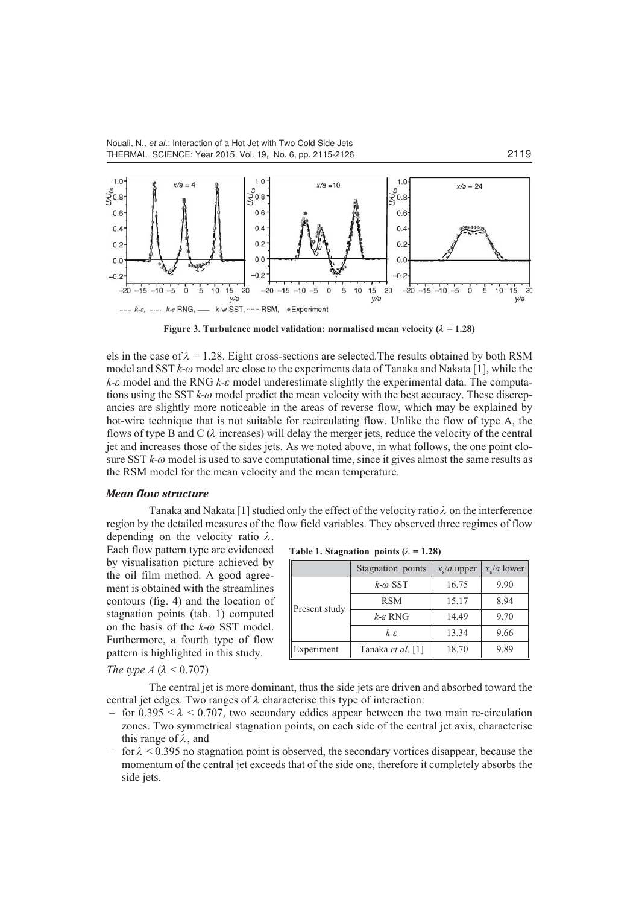Figure 3. Turbulence model validation: normalised mean velocity ($\lambda$ = 1.28)

els in the case of $\lambda$ = 1.28. Eight cross-sections are selected.The results obtained by both RSM model and SST $k$-$\omega$ model are close to the experiments data of Tanaka and Nakata [1], while the $k$-$\varepsilon$ model and the RNG $k$-$\varepsilon$ model underestimate slightly the experimental data. The computations using the SST $k$-$\omega$ model predict the mean velocity with the best accuracy. These discrepancies are slightly more noticeable in the areas of reverse flow, which may be explained by hot-wire technique that is not suitable for recirculating flow. Unlike the flow of type A, the flows of type B and C ($\lambda$ increases) will delay the merger jets, reduce the velocity of the central jet and increases those of the sides jets. As we noted above, in what follows, the one point closure SST $k$-$\omega$ model is used to save computational time, since it gives almost the same results as the RSM model for the mean velocity and the mean temperature.

### *Mean flow structure*

Tanaka and Nakata [1] studied only the effect of the velocity ratio $\lambda$ on the interference region by the detailed measures of the flow field variables. They observed three regimes of flow depending on the velocity ratio $\lambda$. Each flow pattern type are evidenced by visualisation picture achieved by the oil film method. A good agreement is obtained with the streamlines contours (fig. 4) and the location of stagnation points (tab. 1) computed on the basis of the $k$-$\omega$ SST model. Furthermore, a fourth type of flow pattern is highlighted in this study.

**Table 1. Stagnation points ($\lambda$ = 1.28)**

| | Stagnation points | $x_s/a$ upper | $x_s/a$ lower |
|---|---|---|---|
| Present study | $k$-$\omega$ SST | 16.75 | 9.90 |
| | RSM | 15.17 | 8.94 |
| | $k$-$\varepsilon$ RNG | 14.49 | 9.70 |
| | $k$-$\varepsilon$ | 13.34 | 9.66 |
| Experiment | Tanaka *et al.* [1] | 18.70 | 9.89 |

*The type A* ($\lambda$ < 0.707)

The central jet is more dominant, thus the side jets are driven and absorbed toward the central jet edges. Two ranges of $\lambda$ characterise this type of interaction:

- for $0.395 \le \lambda < 0.707$, two secondary eddies appear between the two main re-circulation zones. Two symmetrical stagnation points, on each side of the central jet axis, characterise this range of $\lambda$, and
- for $\lambda < 0.395$ no stagnation point is observed, the secondary vortices disappear, because the momentum of the central jet exceeds that of the side one, therefore it completely absorbs the side jets.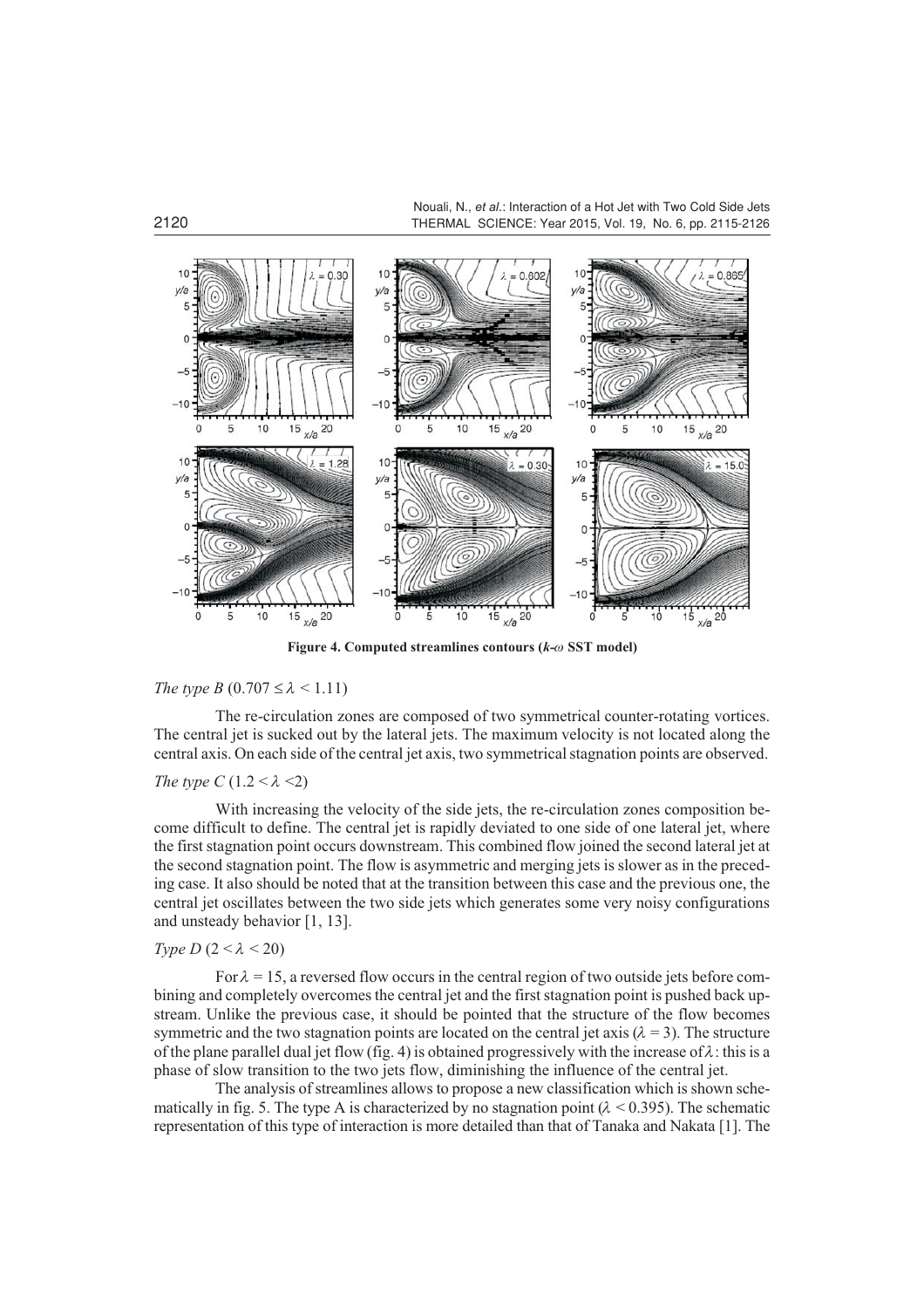**Figure 4. Computed streamlines contours ($k$-$\omega$ SST model)**

*The type B* ($0.707 \leq \lambda < 1.11$)

The re-circulation zones are composed of two symmetrical counter-rotating vortices. The central jet is sucked out by the lateral jets. The maximum velocity is not located along the central axis. On each side of the central jet axis, two symmetrical stagnation points are observed.

*The type C* ($1.2 < \lambda < 2$)

With increasing the velocity of the side jets, the re-circulation zones composition become difficult to define. The central jet is rapidly deviated to one side of one lateral jet, where the first stagnation point occurs downstream. This combined flow joined the second lateral jet at the second stagnation point. The flow is asymmetric and merging jets is slower as in the preceding case. It also should be noted that at the transition between this case and the previous one, the central jet oscillates between the two side jets which generates some very noisy configurations and unsteady behavior [1, 13].

*Type D* ($2 < \lambda < 20$)

For $\lambda = 15$, a reversed flow occurs in the central region of two outside jets before combining and completely overcomes the central jet and the first stagnation point is pushed back upstream. Unlike the previous case, it should be pointed that the structure of the flow becomes symmetric and the two stagnation points are located on the central jet axis ($\lambda = 3$). The structure of the plane parallel dual jet flow (fig. 4) is obtained progressively with the increase of $\lambda$: this is a phase of slow transition to the two jets flow, diminishing the influence of the central jet.

The analysis of streamlines allows to propose a new classification which is shown schematically in fig. 5. The type A is characterized by no stagnation point ($\lambda < 0.395$). The schematic representation of this type of interaction is more detailed than that of Tanaka and Nakata [1]. The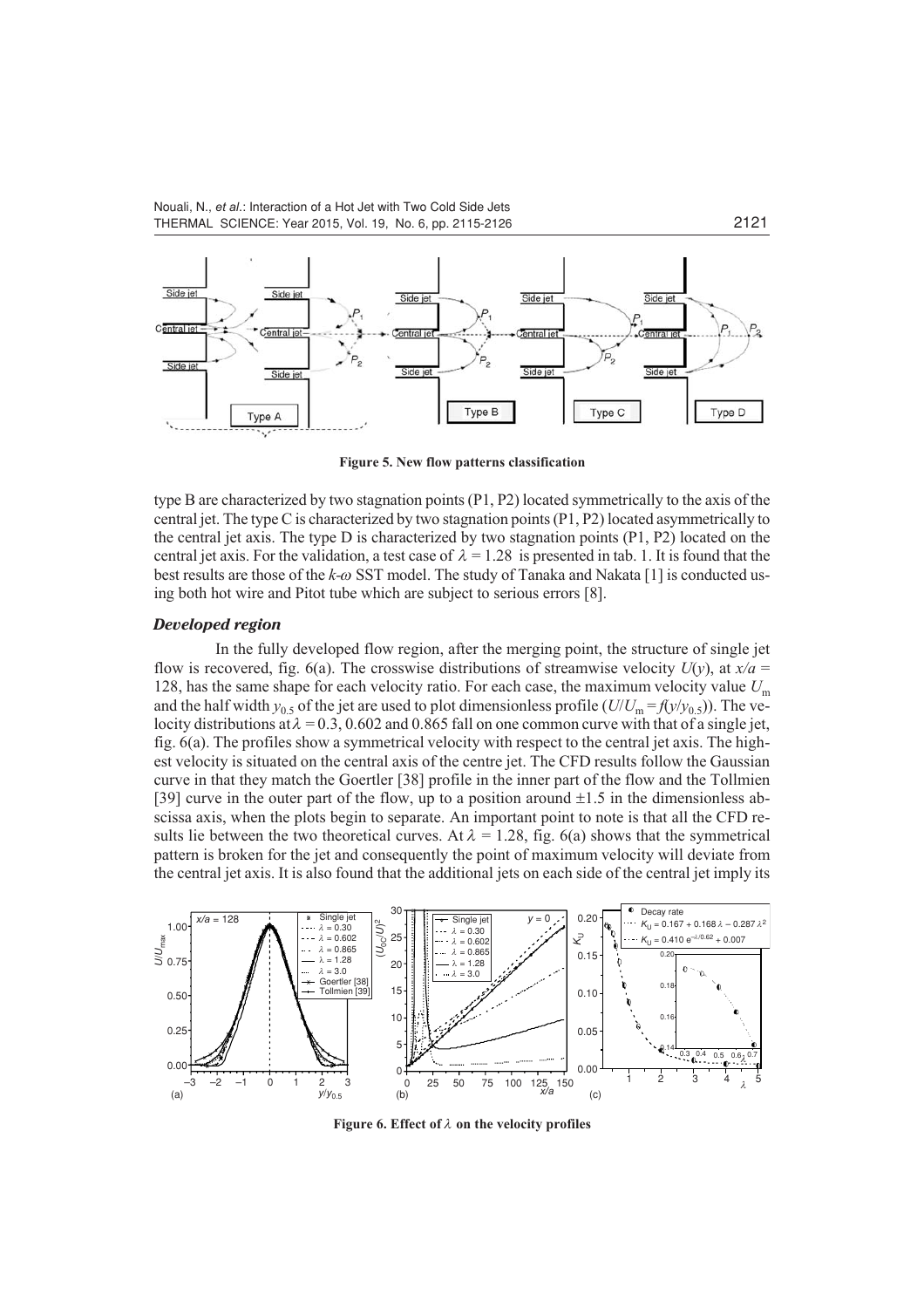Figure 5. New flow patterns classification

type B are characterized by two stagnation points (P1, P2) located symmetrically to the axis of the central jet. The type C is characterized by two stagnation points (P1, P2) located asymmetrically to the central jet axis. The type D is characterized by two stagnation points (P1, P2) located on the central jet axis. For the validation, a test case of $\lambda = 1.28$ is presented in tab. 1. It is found that the best results are those of the *k-ω* SST model. The study of Tanaka and Nakata [1] is conducted using both hot wire and Pitot tube which are subject to serious errors [8].

### *Developed region*

In the fully developed flow region, after the merging point, the structure of single jet flow is recovered, fig. 6(a). The crosswise distributions of streamwise velocity $U(y)$, at $x/a$ = 128, has the same shape for each velocity ratio. For each case, the maximum velocity value $U_m$ and the half width $y_{0.5}$ of the jet are used to plot dimensionless profile ($U/U_m = f(y/y_{0.5})$). The velocity distributions at $\lambda = 0.3$, 0.602 and 0.865 fall on one common curve with that of a single jet, fig. 6(a). The profiles show a symmetrical velocity with respect to the central jet axis. The highest velocity is situated on the central axis of the centre jet. The CFD results follow the Gaussian curve in that they match the Goertler [38] profile in the inner part of the flow and the Tollmien [39] curve in the outer part of the flow, up to a position around ±1.5 in the dimensionless abscissa axis, when the plots begin to separate. An important point to note is that all the CFD results lie between the two theoretical curves. At $\lambda = 1.28$, fig. 6(a) shows that the symmetrical pattern is broken for the jet and consequently the point of maximum velocity will deviate from the central jet axis. It is also found that the additional jets on each side of the central jet imply its

Figure 6. Effect of $\lambda$ on the velocity profiles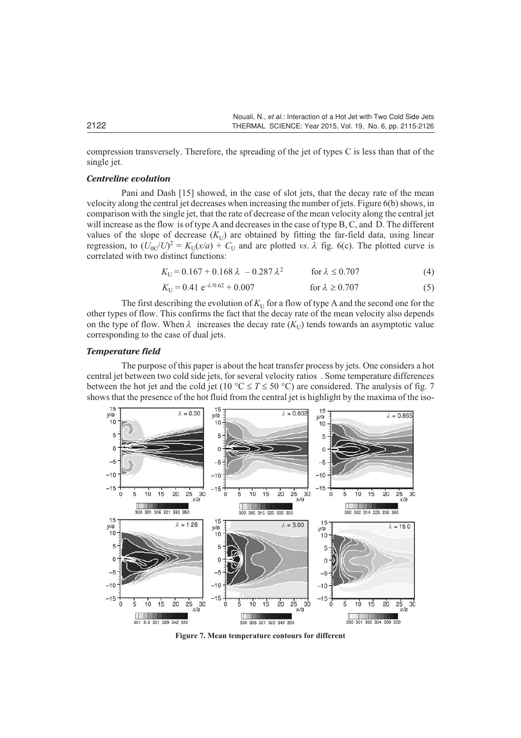compression transversely. Therefore, the spreading of the jet of types C is less than that of the single jet.

### *Centreline evolution*

Pani and Dash [15] showed, in the case of slot jets, that the decay rate of the mean velocity along the central jet decreases when increasing the number of jets. Figure 6(b) shows, in comparison with the single jet, that the rate of decrease of the mean velocity along the central jet will increase as the flow is of type A and decreases in the case of type B, C, and D. The different values of the slope of decrease ($K_U$) are obtained by fitting the far-field data, using linear regression, to $(U_{0C}/U)^2 = K_U(x/a) + C_U$ and are plotted *vs*. $\lambda$ fig. 6(c). The plotted curve is correlated with two distinct functions:

$$K_U = 0.167 + 0.168\,\lambda - 0.287\,\lambda^2 \qquad \text{for } \lambda \le 0.707 \tag{4}$$

$$K_U = 0.41\,\mathrm{e}^{-\lambda/0.62} + 0.007 \qquad \text{for } \lambda \ge 0.707 \tag{5}$$

The first describing the evolution of $K_U$ for a flow of type A and the second one for the other types of flow. This confirms the fact that the decay rate of the mean velocity also depends on the type of flow. When $\lambda$ increases the decay rate ($K_U$) tends towards an asymptotic value corresponding to the case of dual jets.

### *Temperature field*

The purpose of this paper is about the heat transfer process by jets. One considers a hot central jet between two cold side jets, for several velocity ratios . Some temperature differences between the hot jet and the cold jet (10 °C ≤ $T$ ≤ 50 °C) are considered. The analysis of fig. 7 shows that the presence of the hot fluid from the central jet is highlight by the maxima of the iso-

**Figure 7. Mean temperature contours for different**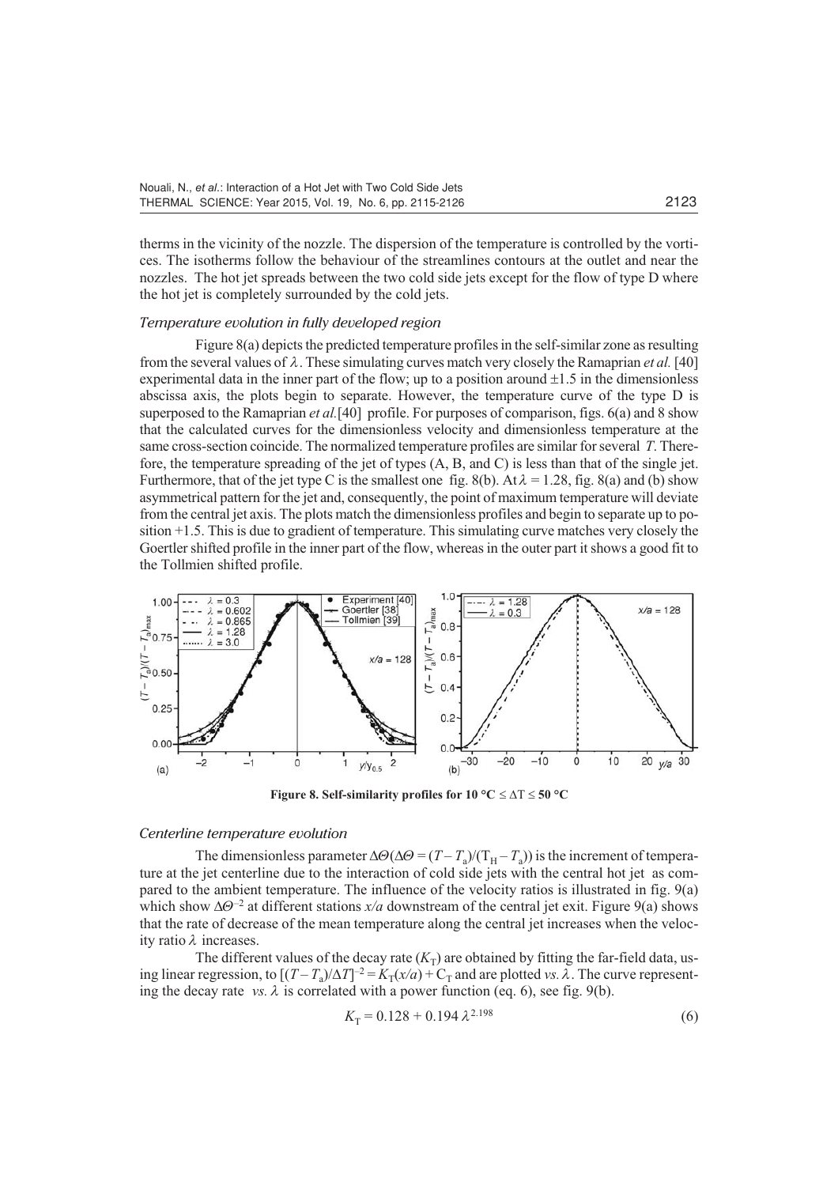therms in the vicinity of the nozzle. The dispersion of the temperature is controlled by the vortices. The isotherms follow the behaviour of the streamlines contours at the outlet and near the nozzles. The hot jet spreads between the two cold side jets except for the flow of type D where the hot jet is completely surrounded by the cold jets.

### *Temperature evolution in fully developed region*

Figure 8(a) depicts the predicted temperature profiles in the self-similar zone as resulting from the several values of $\lambda$. These simulating curves match very closely the Ramaprian *et al.* [40] experimental data in the inner part of the flow; up to a position around $\pm 1.5$ in the dimensionless abscissa axis, the plots begin to separate. However, the temperature curve of the type D is superposed to the Ramaprian *et al.*[40] profile. For purposes of comparison, figs. 6(a) and 8 show that the calculated curves for the dimensionless velocity and dimensionless temperature at the same cross-section coincide. The normalized temperature profiles are similar for several $T$. Therefore, the temperature spreading of the jet of types (A, B, and C) is less than that of the single jet. Furthermore, that of the jet type C is the smallest one fig. 8(b). At $\lambda = 1.28$, fig. 8(a) and (b) show asymmetrical pattern for the jet and, consequently, the point of maximum temperature will deviate from the central jet axis. The plots match the dimensionless profiles and begin to separate up to position +1.5. This is due to gradient of temperature. This simulating curve matches very closely the Goertler shifted profile in the inner part of the flow, whereas in the outer part it shows a good fit to the Tollmien shifted profile.

**Figure 8. Self-similarity profiles for 10 °C ≤ ΔT ≤ 50 °C**

### *Centerline temperature evolution*

The dimensionless parameter $\Delta\Theta(\Delta\Theta = (T - T_a)/(T_H - T_a))$ is the increment of temperature at the jet centerline due to the interaction of cold side jets with the central hot jet as compared to the ambient temperature. The influence of the velocity ratios is illustrated in fig. 9(a) which show $\Delta\Theta^{-2}$ at different stations $x/a$ downstream of the central jet exit. Figure 9(a) shows that the rate of decrease of the mean temperature along the central jet increases when the velocity ratio $\lambda$ increases.

The different values of the decay rate ($K_T$) are obtained by fitting the far-field data, using linear regression, to $[(T - T_a)/\Delta T]^{-2} = K_T(x/a) + C_T$ and are plotted *vs.* $\lambda$. The curve representing the decay rate *vs.* $\lambda$ is correlated with a power function (eq. 6), see fig. 9(b).

$$K_T = 0.128 + 0.194\,\lambda^{2.198} \tag{6}$$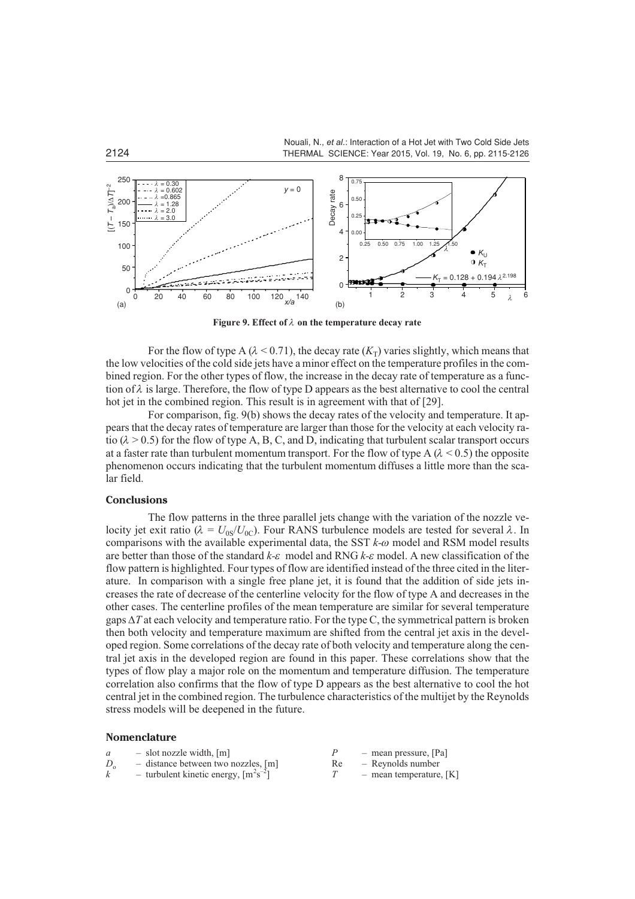**Figure 9. Effect of $\lambda$ on the temperature decay rate**

For the flow of type A ($\lambda < 0.71$), the decay rate ($K_T$) varies slightly, which means that the low velocities of the cold side jets have a minor effect on the temperature profiles in the combined region. For the other types of flow, the increase in the decay rate of temperature as a function of $\lambda$ is large. Therefore, the flow of type D appears as the best alternative to cool the central hot jet in the combined region. This result is in agreement with that of [29].

For comparison, fig. 9(b) shows the decay rates of the velocity and temperature. It appears that the decay rates of temperature are larger than those for the velocity at each velocity ratio ($\lambda > 0.5$) for the flow of type A, B, C, and D, indicating that turbulent scalar transport occurs at a faster rate than turbulent momentum transport. For the flow of type A ($\lambda < 0.5$) the opposite phenomenon occurs indicating that the turbulent momentum diffuses a little more than the scalar field.

## Conclusions

The flow patterns in the three parallel jets change with the variation of the nozzle velocity jet exit ratio ($\lambda = U_{0S}/U_{0C}$). Four RANS turbulence models are tested for several $\lambda$. In comparisons with the available experimental data, the SST $k$-$\omega$ model and RSM model results are better than those of the standard $k$-$\varepsilon$ model and RNG $k$-$\varepsilon$ model. A new classification of the flow pattern is highlighted. Four types of flow are identified instead of the three cited in the literature. In comparison with a single free plane jet, it is found that the addition of side jets increases the rate of decrease of the centerline velocity for the flow of type A and decreases in the other cases. The centerline profiles of the mean temperature are similar for several temperature gaps $\Delta T$ at each velocity and temperature ratio. For the type C, the symmetrical pattern is broken then both velocity and temperature maximum are shifted from the central jet axis in the developed region. Some correlations of the decay rate of both velocity and temperature along the central jet axis in the developed region are found in this paper. These correlations show that the types of flow play a major role on the momentum and temperature diffusion. The temperature correlation also confirms that the flow of type D appears as the best alternative to cool the hot central jet in the combined region. The turbulence characteristics of the multijet by the Reynolds stress models will be deepened in the future.

## Nomenclature

- $a$ – slot nozzle width, [m]
- $D_o$ – distance between two nozzles, [m]
- $k$ – turbulent kinetic energy, [$m^2s^{-2}$]
- $P$ – mean pressure, [Pa]
- Re – Reynolds number
- $T$ – mean temperature, [K]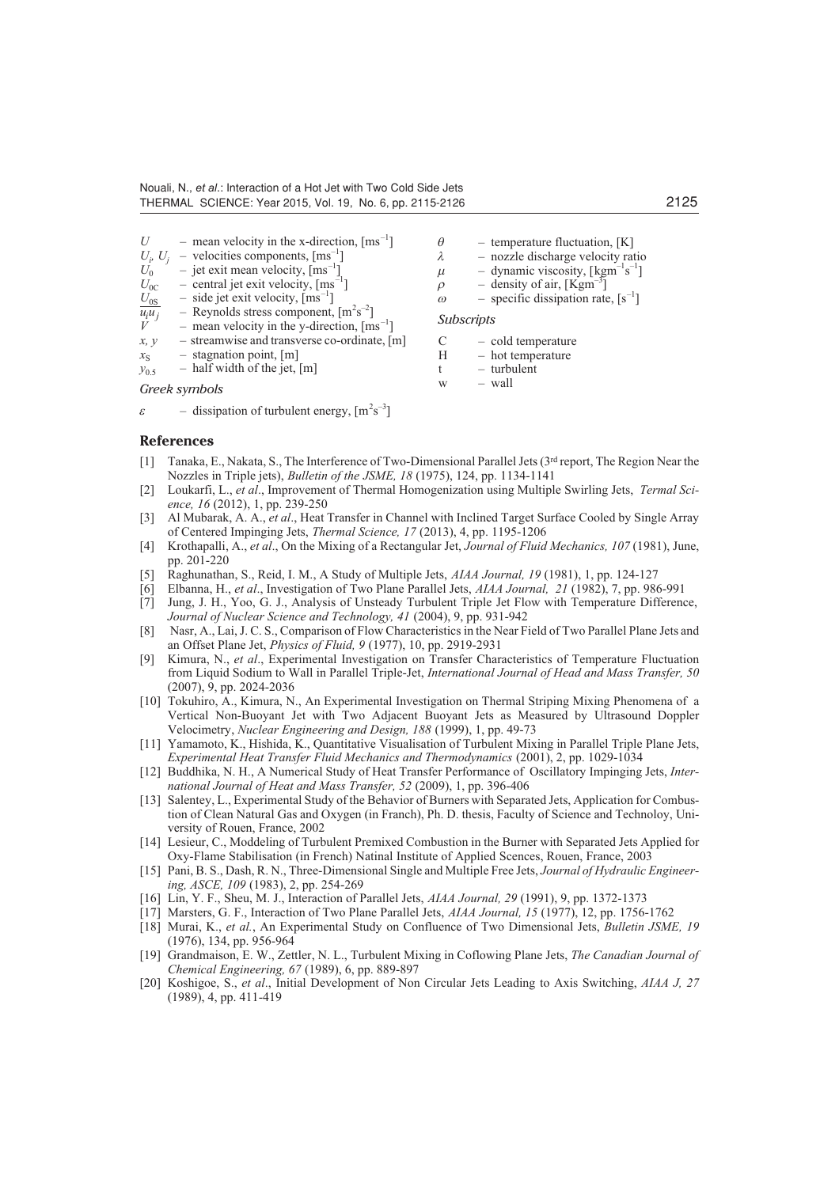$U$ – mean velocity in the x-direction, $[\text{ms}^{-1}]$
$U_i$, $U_j$ – velocities components, $[\text{ms}^{-1}]$
$U_0$ – jet exit mean velocity, $[\text{ms}^{-1}]$
$U_{0C}$ – central jet exit velocity, $[\text{ms}^{-1}]$
$U_{0S}$ – side jet exit velocity, $[\text{ms}^{-1}]$
$\overline{u_i u_j}$ – Reynolds stress component, $[\text{m}^2\text{s}^{-2}]$
$V$ – mean velocity in the y-direction, $[\text{ms}^{-1}]$
$x$, $y$ – streamwise and transverse co-ordinate, [m]
$x_S$ – stagnation point, [m]
$y_{0.5}$ – half width of the jet, [m]

*Greek symbols*

$\varepsilon$ – dissipation of turbulent energy, $[\text{m}^2\text{s}^{-3}]$
$\theta$ – temperature fluctuation, [K]
$\lambda$ – nozzle discharge velocity ratio
$\mu$ – dynamic viscosity, $[\text{kgm}^{-1}\text{s}^{-1}]$
$\rho$ – density of air, $[\text{Kgm}^{-3}]$
$\omega$ – specific dissipation rate, $[\text{s}^{-1}]$

*Subscripts*

C – cold temperature
H – hot temperature
t – turbulent
w – wall

## References

[1] Tanaka, E., Nakata, S., The Interference of Two-Dimensional Parallel Jets (3rd report, The Region Near the Nozzles in Triple jets), *Bulletin of the JSME, 18* (1975), 124, pp. 1134-1141
[2] Loukarfi, L., *et al*., Improvement of Thermal Homogenization using Multiple Swirling Jets, *Termal Science, 16* (2012), 1, pp. 239-250
[3] Al Mubarak, A. A., *et al*., Heat Transfer in Channel with Inclined Target Surface Cooled by Single Array of Centered Impinging Jets, *Thermal Science, 17* (2013), 4, pp. 1195-1206
[4] Krothapalli, A., *et al*., On the Mixing of a Rectangular Jet, *Journal of Fluid Mechanics, 107* (1981), June, pp. 201-220
[5] Raghunathan, S., Reid, I. M., A Study of Multiple Jets, *AIAA Journal, 19* (1981), 1, pp. 124-127
[6] Elbanna, H., *et al*., Investigation of Two Plane Parallel Jets, *AIAA Journal, 21* (1982), 7, pp. 986-991
[7] Jung, J. H., Yoo, G. J., Analysis of Unsteady Turbulent Triple Jet Flow with Temperature Difference, *Journal of Nuclear Science and Technology, 41* (2004), 9, pp. 931-942
[8] Nasr, A., Lai, J. C. S., Comparison of Flow Characteristics in the Near Field of Two Parallel Plane Jets and an Offset Plane Jet, *Physics of Fluid, 9* (1977), 10, pp. 2919-2931
[9] Kimura, N., *et al*., Experimental Investigation on Transfer Characteristics of Temperature Fluctuation from Liquid Sodium to Wall in Parallel Triple-Jet, *International Journal of Head and Mass Transfer, 50* (2007), 9, pp. 2024-2036
[10] Tokuhiro, A., Kimura, N., An Experimental Investigation on Thermal Striping Mixing Phenomena of a Vertical Non-Buoyant Jet with Two Adjacent Buoyant Jets as Measured by Ultrasound Doppler Velocimetry, *Nuclear Engineering and Design, 188* (1999), 1, pp. 49-73
[11] Yamamoto, K., Hishida, K., Quantitative Visualisation of Turbulent Mixing in Parallel Triple Plane Jets, *Experimental Heat Transfer Fluid Mechanics and Thermodynamics* (2001), 2, pp. 1029-1034
[12] Buddhika, N. H., A Numerical Study of Heat Transfer Performance of Oscillatory Impinging Jets, *International Journal of Heat and Mass Transfer, 52* (2009), 1, pp. 396-406
[13] Salentey, L., Experimental Study of the Behavior of Burners with Separated Jets, Application for Combustion of Clean Natural Gas and Oxygen (in Franch), Ph. D. thesis, Faculty of Science and Technoloy, University of Rouen, France, 2002
[14] Lesieur, C., Moddeling of Turbulent Premixed Combustion in the Burner with Separated Jets Applied for Oxy-Flame Stabilisation (in French) Natinal Institute of Applied Scences, Rouen, France, 2003
[15] Pani, B. S., Dash, R. N., Three-Dimensional Single and Multiple Free Jets, *Journal of Hydraulic Engineering, ASCE, 109* (1983), 2, pp. 254-269
[16] Lin, Y. F., Sheu, M. J., Interaction of Parallel Jets, *AIAA Journal, 29* (1991), 9, pp. 1372-1373
[17] Marsters, G. F., Interaction of Two Plane Parallel Jets, *AIAA Journal, 15* (1977), 12, pp. 1756-1762
[18] Murai, K., *et al.*, An Experimental Study on Confluence of Two Dimensional Jets, *Bulletin JSME, 19* (1976), 134, pp. 956-964
[19] Grandmaison, E. W., Zettler, N. L., Turbulent Mixing in Coflowing Plane Jets, *The Canadian Journal of Chemical Engineering, 67* (1989), 6, pp. 889-897
[20] Koshigoe, S., *et al*., Initial Development of Non Circular Jets Leading to Axis Switching, *AIAA J, 27* (1989), 4, pp. 411-419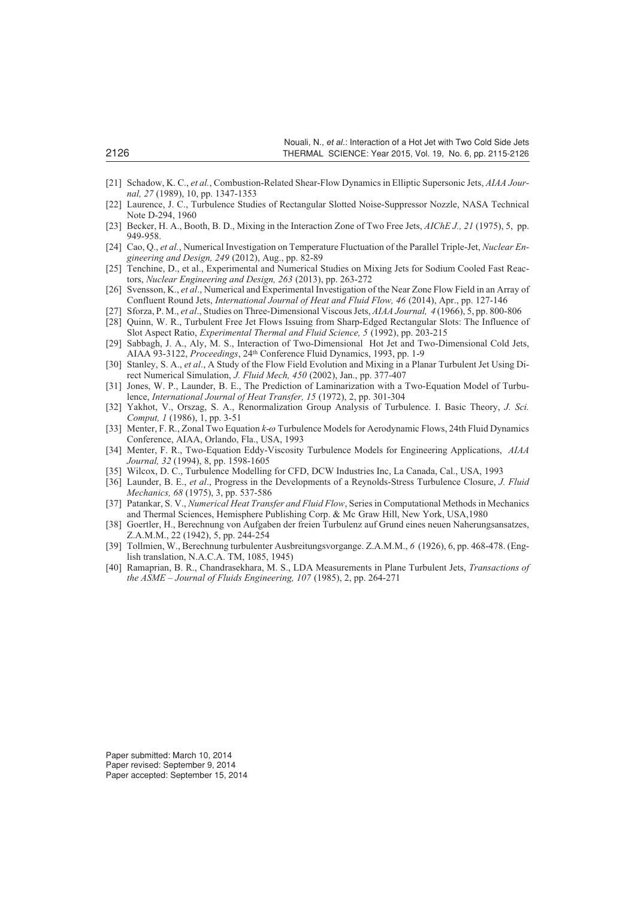[21] Schadow, K. C., *et al.*, Combustion-Related Shear-Flow Dynamics in Elliptic Supersonic Jets, *AIAA Journal, 27* (1989), 10, pp. 1347-1353

[22] Laurence, J. C., Turbulence Studies of Rectangular Slotted Noise-Suppressor Nozzle, NASA Technical Note D-294, 1960

[23] Becker, H. A., Booth, B. D., Mixing in the Interaction Zone of Two Free Jets, *AIChE J., 21* (1975), 5, pp. 949-958.

[24] Cao, Q., *et al.*, Numerical Investigation on Temperature Fluctuation of the Parallel Triple-Jet, *Nuclear Engineering and Design, 249* (2012), Aug., pp. 82-89

[25] Tenchine, D., et al., Experimental and Numerical Studies on Mixing Jets for Sodium Cooled Fast Reactors, *Nuclear Engineering and Design, 263* (2013), pp. 263-272

[26] Svensson, K., *et al*., Numerical and Experimental Investigation of the Near Zone Flow Field in an Array of Confluent Round Jets, *International Journal of Heat and Fluid Flow, 46* (2014), Apr., pp. 127-146

[27] Sforza, P. M., *et al*., Studies on Three-Dimensional Viscous Jets, *AIAA Journal, 4* (1966), 5, pp. 800-806

[28] Quinn, W. R., Turbulent Free Jet Flows Issuing from Sharp-Edged Rectangular Slots: The Influence of Slot Aspect Ratio, *Experimental Thermal and Fluid Science, 5* (1992), pp. 203-215

[29] Sabbagh, J. A., Aly, M. S., Interaction of Two-Dimensional Hot Jet and Two-Dimensional Cold Jets, AIAA 93-3122, *Proceedings*, 24th Conference Fluid Dynamics, 1993, pp. 1-9

[30] Stanley, S. A., *et al*., A Study of the Flow Field Evolution and Mixing in a Planar Turbulent Jet Using Direct Numerical Simulation, *J. Fluid Mech, 450* (2002), Jan., pp. 377-407

[31] Jones, W. P., Launder, B. E., The Prediction of Laminarization with a Two-Equation Model of Turbulence, *International Journal of Heat Transfer, 15* (1972), 2, pp. 301-304

[32] Yakhot, V., Orszag, S. A., Renormalization Group Analysis of Turbulence. I. Basic Theory, *J. Sci. Comput, 1* (1986), 1, pp. 3-51

[33] Menter, F. R., Zonal Two Equation $k$-$\omega$ Turbulence Models for Aerodynamic Flows, 24th Fluid Dynamics Conference, AIAA, Orlando, Fla., USA, 1993

[34] Menter, F. R., Two-Equation Eddy-Viscosity Turbulence Models for Engineering Applications, *AIAA Journal, 32* (1994), 8, pp. 1598-1605

[35] Wilcox, D. C., Turbulence Modelling for CFD, DCW Industries Inc, La Canada, Cal., USA, 1993

[36] Launder, B. E., *et al*., Progress in the Developments of a Reynolds-Stress Turbulence Closure, *J. Fluid Mechanics, 68* (1975), 3, pp. 537-586

[37] Patankar, S. V., *Numerical Heat Transfer and Fluid Flow*, Series in Computational Methods in Mechanics and Thermal Sciences, Hemisphere Publishing Corp. & Mc Graw Hill, New York, USA,1980

[38] Goertler, H., Berechnung von Aufgaben der freien Turbulenz auf Grund eines neuen Naherungsansatzes, Z.A.M.M., 22 (1942), 5, pp. 244-254

[39] Tollmien, W., Berechnung turbulenter Ausbreitungsvorgange. Z.A.M.M., *6* (1926), 6, pp. 468-478. (English translation, N.A.C.A. TM, 1085, 1945)

[40] Ramaprian, B. R., Chandrasekhara, M. S., LDA Measurements in Plane Turbulent Jets, *Transactions of the ASME – Journal of Fluids Engineering, 107* (1985), 2, pp. 264-271

Paper submitted: March 10, 2014
Paper revised: September 9, 2014
Paper accepted: September 15, 2014